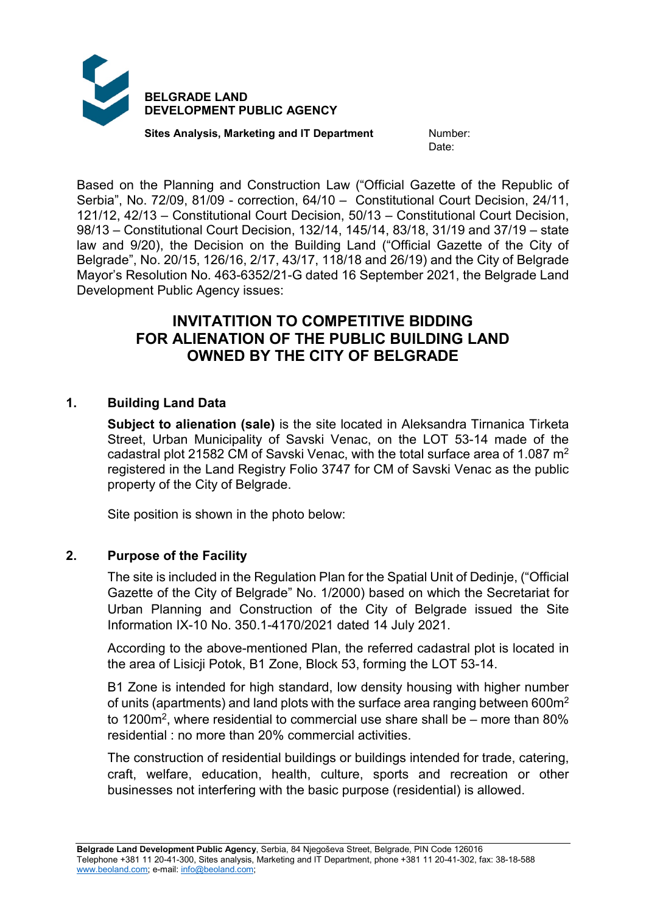**BELGRADE LAND DEVELOPMENT PUBLIC AGENCY**

**Sites Analysis, Marketing and IT Department**

Number:
Date:

Based on the Planning and Construction Law ("Official Gazette of the Republic of Serbia", No. 72/09, 81/09 - correction, 64/10 – Constitutional Court Decision, 24/11, 121/12, 42/13 – Constitutional Court Decision, 50/13 – Constitutional Court Decision, 98/13 – Constitutional Court Decision, 132/14, 145/14, 83/18, 31/19 and 37/19 – state law and 9/20), the Decision on the Building Land ("Official Gazette of the City of Belgrade", No. 20/15, 126/16, 2/17, 43/17, 118/18 and 26/19) and the City of Belgrade Mayor's Resolution No. 463-6352/21-G dated 16 September 2021, the Belgrade Land Development Public Agency issues:

# INVITATITION TO COMPETITIVE BIDDING FOR ALIENATION OF THE PUBLIC BUILDING LAND OWNED BY THE CITY OF BELGRADE

## 1. Building Land Data

**Subject to alienation (sale)** is the site located in Aleksandra Tirnanica Tirketa Street, Urban Municipality of Savski Venac, on the LOT 53-14 made of the cadastral plot 21582 CM of Savski Venac, with the total surface area of 1.087 m$^2$ registered in the Land Registry Folio 3747 for CM of Savski Venac as the public property of the City of Belgrade.

Site position is shown in the photo below:

## 2. Purpose of the Facility

The site is included in the Regulation Plan for the Spatial Unit of Dedinje, ("Official Gazette of the City of Belgrade" No. 1/2000) based on which the Secretariat for Urban Planning and Construction of the City of Belgrade issued the Site Information IX-10 No. 350.1-4170/2021 dated 14 July 2021.

According to the above-mentioned Plan, the referred cadastral plot is located in the area of Lisicji Potok, B1 Zone, Block 53, forming the LOT 53-14.

B1 Zone is intended for high standard, low density housing with higher number of units (apartments) and land plots with the surface area ranging between 600m$^2$ to 1200m$^2$, where residential to commercial use share shall be – more than 80% residential : no more than 20% commercial activities.

The construction of residential buildings or buildings intended for trade, catering, craft, welfare, education, health, culture, sports and recreation or other businesses not interfering with the basic purpose (residential) is allowed.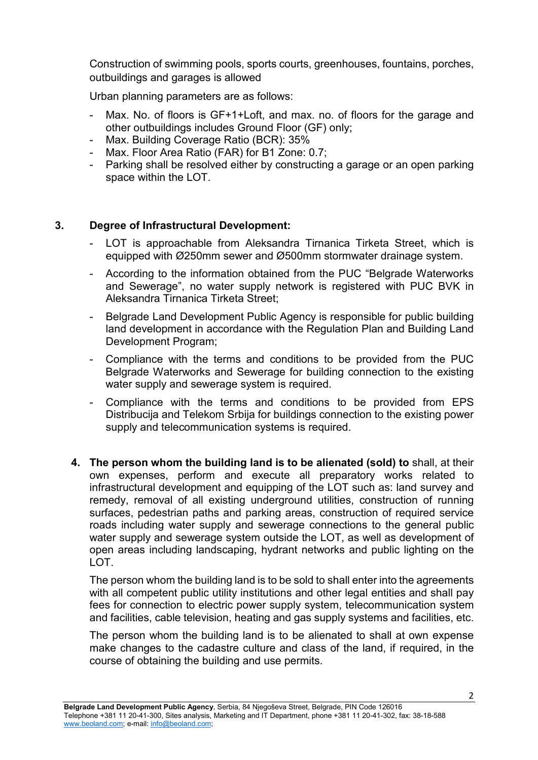Construction of swimming pools, sports courts, greenhouses, fountains, porches, outbuildings and garages is allowed

Urban planning parameters are as follows:

- Max. No. of floors is GF+1+Loft, and max. no. of floors for the garage and other outbuildings includes Ground Floor (GF) only;
- Max. Building Coverage Ratio (BCR): 35%
- Max. Floor Area Ratio (FAR) for B1 Zone: 0.7;
- Parking shall be resolved either by constructing a garage or an open parking space within the LOT.

## 3. Degree of Infrastructural Development:

- LOT is approachable from Aleksandra Tirnanica Tirketa Street, which is equipped with Ø250mm sewer and Ø500mm stormwater drainage system.
- According to the information obtained from the PUC "Belgrade Waterworks and Sewerage", no water supply network is registered with PUC BVK in Aleksandra Tirnanica Tirketa Street;
- Belgrade Land Development Public Agency is responsible for public building land development in accordance with the Regulation Plan and Building Land Development Program;
- Compliance with the terms and conditions to be provided from the PUC Belgrade Waterworks and Sewerage for building connection to the existing water supply and sewerage system is required.
- Compliance with the terms and conditions to be provided from EPS Distribucija and Telekom Srbija for buildings connection to the existing power supply and telecommunication systems is required.

4. **The person whom the building land is to be alienated (sold) to** shall, at their own expenses, perform and execute all preparatory works related to infrastructural development and equipping of the LOT such as: land survey and remedy, removal of all existing underground utilities, construction of running surfaces, pedestrian paths and parking areas, construction of required service roads including water supply and sewerage connections to the general public water supply and sewerage system outside the LOT, as well as development of open areas including landscaping, hydrant networks and public lighting on the LOT.

   The person whom the building land is to be sold to shall enter into the agreements with all competent public utility institutions and other legal entities and shall pay fees for connection to electric power supply system, telecommunication system and facilities, cable television, heating and gas supply systems and facilities, etc.

   The person whom the building land is to be alienated to shall at own expense make changes to the cadastre culture and class of the land, if required, in the course of obtaining the building and use permits.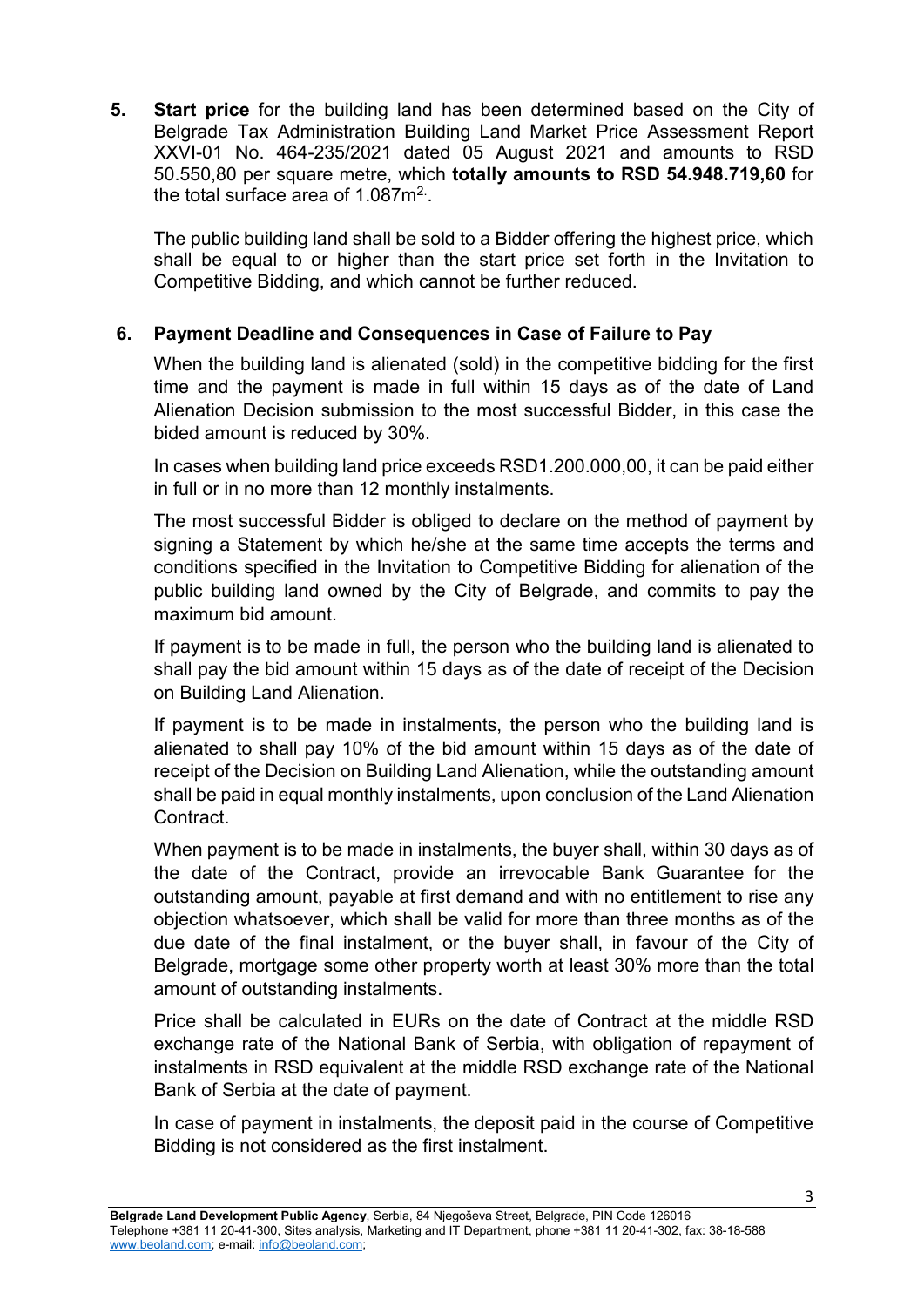5. **Start price** for the building land has been determined based on the City of Belgrade Tax Administration Building Land Market Price Assessment Report XXVI-01 No. 464-235/2021 dated 05 August 2021 and amounts to RSD 50.550,80 per square metre, which **totally amounts to RSD 54.948.719,60** for the total surface area of 1.087m$^{2}$.

   The public building land shall be sold to a Bidder offering the highest price, which shall be equal to or higher than the start price set forth in the Invitation to Competitive Bidding, and which cannot be further reduced.

6. **Payment Deadline and Consequences in Case of Failure to Pay**

   When the building land is alienated (sold) in the competitive bidding for the first time and the payment is made in full within 15 days as of the date of Land Alienation Decision submission to the most successful Bidder, in this case the bided amount is reduced by 30%.

   In cases when building land price exceeds RSD1.200.000,00, it can be paid either in full or in no more than 12 monthly instalments.

   The most successful Bidder is obliged to declare on the method of payment by signing a Statement by which he/she at the same time accepts the terms and conditions specified in the Invitation to Competitive Bidding for alienation of the public building land owned by the City of Belgrade, and commits to pay the maximum bid amount.

   If payment is to be made in full, the person who the building land is alienated to shall pay the bid amount within 15 days as of the date of receipt of the Decision on Building Land Alienation.

   If payment is to be made in instalments, the person who the building land is alienated to shall pay 10% of the bid amount within 15 days as of the date of receipt of the Decision on Building Land Alienation, while the outstanding amount shall be paid in equal monthly instalments, upon conclusion of the Land Alienation Contract.

   When payment is to be made in instalments, the buyer shall, within 30 days as of the date of the Contract, provide an irrevocable Bank Guarantee for the outstanding amount, payable at first demand and with no entitlement to rise any objection whatsoever, which shall be valid for more than three months as of the due date of the final instalment, or the buyer shall, in favour of the City of Belgrade, mortgage some other property worth at least 30% more than the total amount of outstanding instalments.

   Price shall be calculated in EURs on the date of Contract at the middle RSD exchange rate of the National Bank of Serbia, with obligation of repayment of instalments in RSD equivalent at the middle RSD exchange rate of the National Bank of Serbia at the date of payment.

   In case of payment in instalments, the deposit paid in the course of Competitive Bidding is not considered as the first instalment.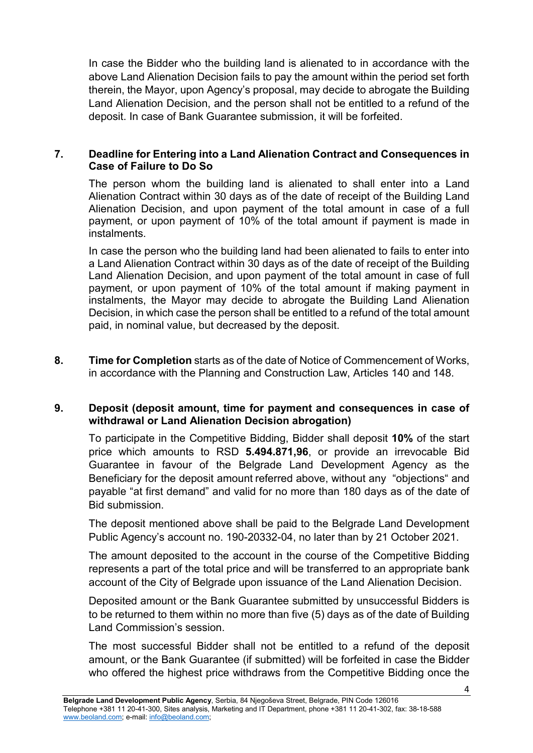In case the Bidder who the building land is alienated to in accordance with the above Land Alienation Decision fails to pay the amount within the period set forth therein, the Mayor, upon Agency's proposal, may decide to abrogate the Building Land Alienation Decision, and the person shall not be entitled to a refund of the deposit. In case of Bank Guarantee submission, it will be forfeited.

**7. Deadline for Entering into a Land Alienation Contract and Consequences in Case of Failure to Do So**

The person whom the building land is alienated to shall enter into a Land Alienation Contract within 30 days as of the date of receipt of the Building Land Alienation Decision, and upon payment of the total amount in case of a full payment, or upon payment of 10% of the total amount if payment is made in instalments.

In case the person who the building land had been alienated to fails to enter into a Land Alienation Contract within 30 days as of the date of receipt of the Building Land Alienation Decision, and upon payment of the total amount in case of full payment, or upon payment of 10% of the total amount if making payment in instalments, the Mayor may decide to abrogate the Building Land Alienation Decision, in which case the person shall be entitled to a refund of the total amount paid, in nominal value, but decreased by the deposit.

**8. Time for Completion** starts as of the date of Notice of Commencement of Works, in accordance with the Planning and Construction Law, Articles 140 and 148.

**9. Deposit (deposit amount, time for payment and consequences in case of withdrawal or Land Alienation Decision abrogation)**

To participate in the Competitive Bidding, Bidder shall deposit **10%** of the start price which amounts to RSD **5.494.871,96**, or provide an irrevocable Bid Guarantee in favour of the Belgrade Land Development Agency as the Beneficiary for the deposit amount referred above, without any "objections" and payable "at first demand" and valid for no more than 180 days as of the date of Bid submission.

The deposit mentioned above shall be paid to the Belgrade Land Development Public Agency's account no. 190-20332-04, no later than by 21 October 2021.

The amount deposited to the account in the course of the Competitive Bidding represents a part of the total price and will be transferred to an appropriate bank account of the City of Belgrade upon issuance of the Land Alienation Decision.

Deposited amount or the Bank Guarantee submitted by unsuccessful Bidders is to be returned to them within no more than five (5) days as of the date of Building Land Commission's session.

The most successful Bidder shall not be entitled to a refund of the deposit amount, or the Bank Guarantee (if submitted) will be forfeited in case the Bidder who offered the highest price withdraws from the Competitive Bidding once the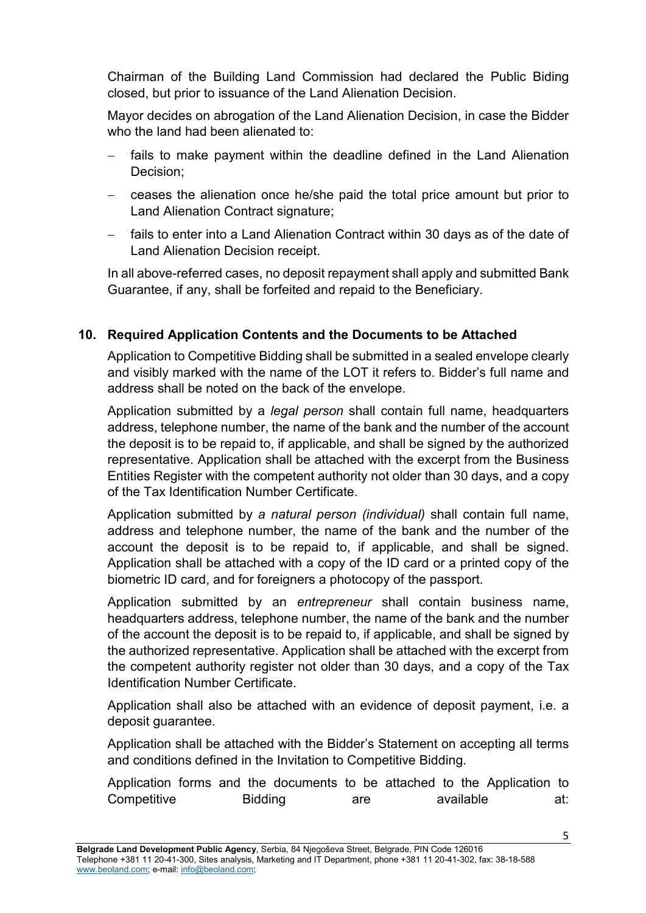Chairman of the Building Land Commission had declared the Public Biding closed, but prior to issuance of the Land Alienation Decision.

Mayor decides on abrogation of the Land Alienation Decision, in case the Bidder who the land had been alienated to:

- fails to make payment within the deadline defined in the Land Alienation Decision;
- ceases the alienation once he/she paid the total price amount but prior to Land Alienation Contract signature;
- fails to enter into a Land Alienation Contract within 30 days as of the date of Land Alienation Decision receipt.

In all above-referred cases, no deposit repayment shall apply and submitted Bank Guarantee, if any, shall be forfeited and repaid to the Beneficiary.

## 10. Required Application Contents and the Documents to be Attached

Application to Competitive Bidding shall be submitted in a sealed envelope clearly and visibly marked with the name of the LOT it refers to. Bidder's full name and address shall be noted on the back of the envelope.

Application submitted by a *legal person* shall contain full name, headquarters address, telephone number, the name of the bank and the number of the account the deposit is to be repaid to, if applicable, and shall be signed by the authorized representative. Application shall be attached with the excerpt from the Business Entities Register with the competent authority not older than 30 days, and a copy of the Tax Identification Number Certificate.

Application submitted by *a natural person (individual)* shall contain full name, address and telephone number, the name of the bank and the number of the account the deposit is to be repaid to, if applicable, and shall be signed. Application shall be attached with a copy of the ID card or a printed copy of the biometric ID card, and for foreigners a photocopy of the passport.

Application submitted by an *entrepreneur* shall contain business name, headquarters address, telephone number, the name of the bank and the number of the account the deposit is to be repaid to, if applicable, and shall be signed by the authorized representative. Application shall be attached with the excerpt from the competent authority register not older than 30 days, and a copy of the Tax Identification Number Certificate.

Application shall also be attached with an evidence of deposit payment, i.e. a deposit guarantee.

Application shall be attached with the Bidder's Statement on accepting all terms and conditions defined in the Invitation to Competitive Bidding.

Application forms and the documents to be attached to the Application to Competitive Bidding are available at: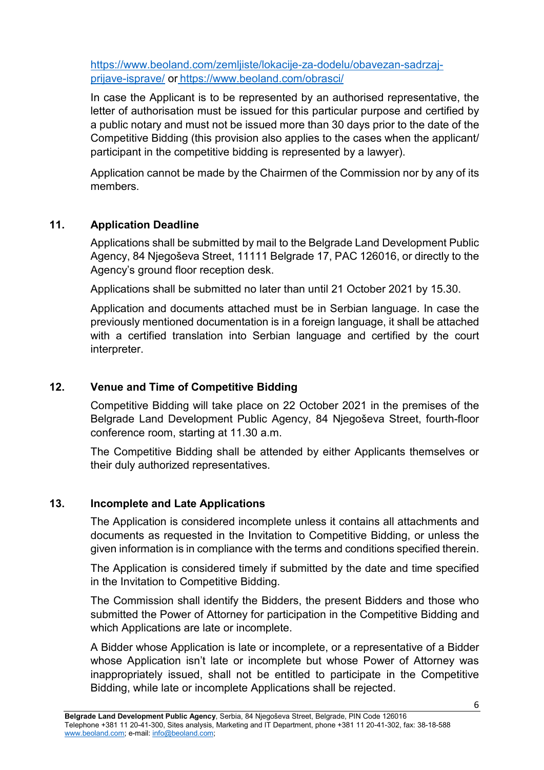https://www.beoland.com/zemljiste/lokacije-za-dodelu/obavezan-sadrzaj-prijave-isprave/ or https://www.beoland.com/obrasci/

In case the Applicant is to be represented by an authorised representative, the letter of authorisation must be issued for this particular purpose and certified by a public notary and must not be issued more than 30 days prior to the date of the Competitive Bidding (this provision also applies to the cases when the applicant/ participant in the competitive bidding is represented by a lawyer).

Application cannot be made by the Chairmen of the Commission nor by any of its members.

## 11. Application Deadline

Applications shall be submitted by mail to the Belgrade Land Development Public Agency, 84 Njegoševa Street, 11111 Belgrade 17, PAC 126016, or directly to the Agency's ground floor reception desk.

Applications shall be submitted no later than until 21 October 2021 by 15.30.

Application and documents attached must be in Serbian language. In case the previously mentioned documentation is in a foreign language, it shall be attached with a certified translation into Serbian language and certified by the court interpreter.

## 12. Venue and Time of Competitive Bidding

Competitive Bidding will take place on 22 October 2021 in the premises of the Belgrade Land Development Public Agency, 84 Njegoševa Street, fourth-floor conference room, starting at 11.30 a.m.

The Competitive Bidding shall be attended by either Applicants themselves or their duly authorized representatives.

## 13. Incomplete and Late Applications

The Application is considered incomplete unless it contains all attachments and documents as requested in the Invitation to Competitive Bidding, or unless the given information is in compliance with the terms and conditions specified therein.

The Application is considered timely if submitted by the date and time specified in the Invitation to Competitive Bidding.

The Commission shall identify the Bidders, the present Bidders and those who submitted the Power of Attorney for participation in the Competitive Bidding and which Applications are late or incomplete.

A Bidder whose Application is late or incomplete, or a representative of a Bidder whose Application isn't late or incomplete but whose Power of Attorney was inappropriately issued, shall not be entitled to participate in the Competitive Bidding, while late or incomplete Applications shall be rejected.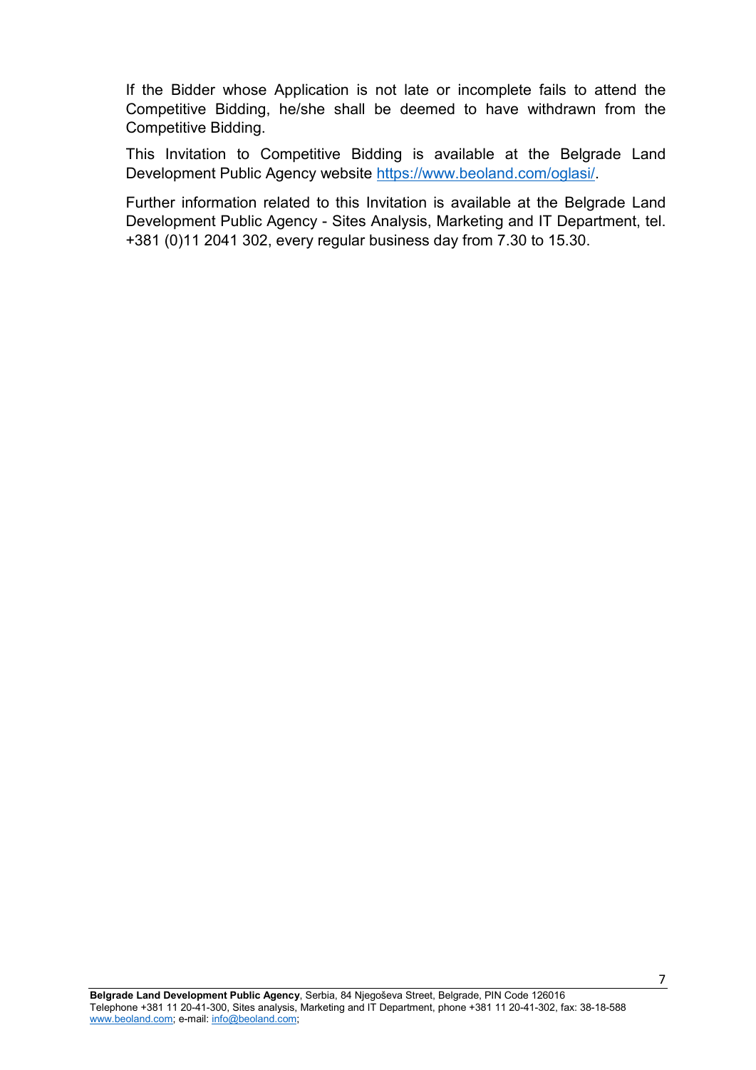If the Bidder whose Application is not late or incomplete fails to attend the Competitive Bidding, he/she shall be deemed to have withdrawn from the Competitive Bidding.

This Invitation to Competitive Bidding is available at the Belgrade Land Development Public Agency website https://www.beoland.com/oglasi/.

Further information related to this Invitation is available at the Belgrade Land Development Public Agency - Sites Analysis, Marketing and IT Department, tel. +381 (0)11 2041 302, every regular business day from 7.30 to 15.30.